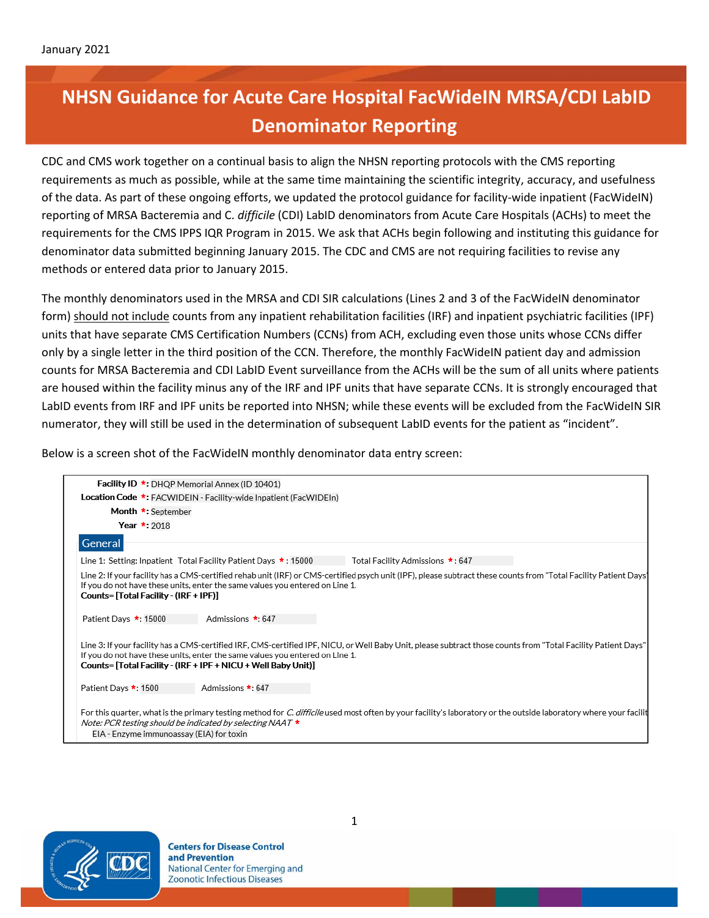January 2021

# NHSN Guidance for Acute Care Hospital FacWideIN MRSA/CDI LabID Denominator Reporting

CDC and CMS work together on a continual basis to align the NHSN reporting protocols with the CMS reporting requirements as much as possible, while at the same time maintaining the scientific integrity, accuracy, and usefulness of the data. As part of these ongoing efforts, we updated the protocol guidance for facility-wide inpatient (FacWideIN) reporting of MRSA Bacteremia and C. *difficile* (CDI) LabID denominators from Acute Care Hospitals (ACHs) to meet the requirements for the CMS IPPS IQR Program in 2015. We ask that ACHs begin following and instituting this guidance for denominator data submitted beginning January 2015. The CDC and CMS are not requiring facilities to revise any methods or entered data prior to January 2015.

The monthly denominators used in the MRSA and CDI SIR calculations (Lines 2 and 3 of the FacWideIN denominator form) <u>should not include</u> counts from any inpatient rehabilitation facilities (IRF) and inpatient psychiatric facilities (IPF) units that have separate CMS Certification Numbers (CCNs) from ACH, excluding even those units whose CCNs differ only by a single letter in the third position of the CCN. Therefore, the monthly FacWideIN patient day and admission counts for MRSA Bacteremia and CDI LabID Event surveillance from the ACHs will be the sum of all units where patients are housed within the facility minus any of the IRF and IPF units that have separate CCNs. It is strongly encouraged that LabID events from IRF and IPF units be reported into NHSN; while these events will be excluded from the FacWideIN SIR numerator, they will still be used in the determination of subsequent LabID events for the patient as "incident".

Below is a screen shot of the FacWideIN monthly denominator data entry screen:

**Facility ID** *: DHQP Memorial Annex (ID 10401)
**Location Code** *: FACWIDEIN - Facility-wide Inpatient (FacWIDEIn)
**Month** *: September
**Year** *: 2018

**General**

Line 1: Setting: Inpatient Total Facility Patient Days *: 15000 Total Facility Admissions *: 647

Line 2: If your facility has a CMS-certified rehab unit (IRF) or CMS-certified psych unit (IPF), please subtract these counts from "Total Facility Patient Days"
If you do not have these units, enter the same values you entered on Line 1.
**Counts= [Total Facility - (IRF + IPF)]**

Patient Days *: 15000 Admissions *: 647

Line 3: If your facility has a CMS-certified IRF, CMS-certified IPF, NICU, or Well Baby Unit, please subtract those counts from "Total Facility Patient Days"
If you do not have these units, enter the same values you entered on Line 1.
**Counts= [Total Facility - (IRF + IPF + NICU + Well Baby Unit)]**

Patient Days *: 1500 Admissions *: 647

For this quarter, what is the primary testing method for *C. difficile* used most often by your facility's laboratory or the outside laboratory where your facilit
*Note: PCR testing should be indicated by selecting NAAT* *
EIA - Enzyme immunoassay (EIA) for toxin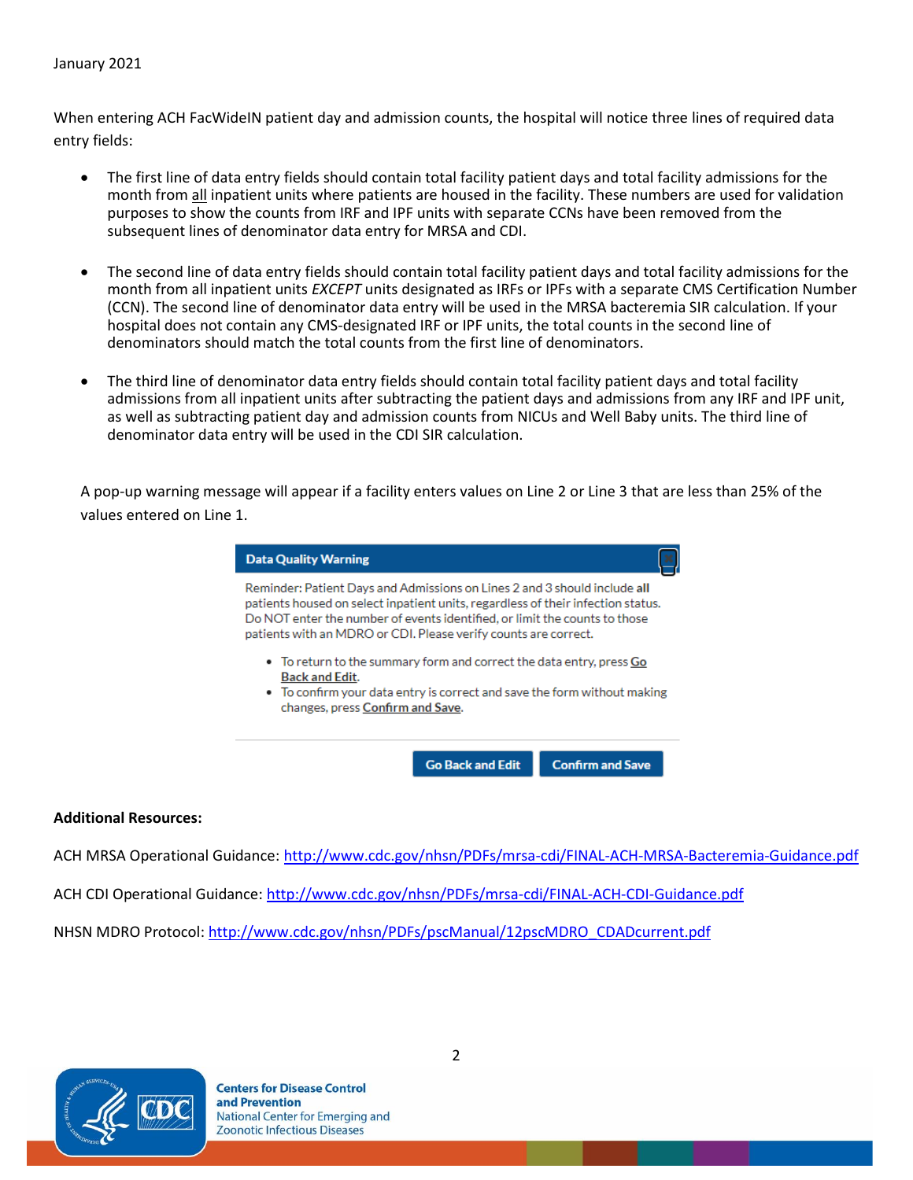January 2021

When entering ACH FacWideIN patient day and admission counts, the hospital will notice three lines of required data entry fields:

- The first line of data entry fields should contain total facility patient days and total facility admissions for the month from all inpatient units where patients are housed in the facility. These numbers are used for validation purposes to show the counts from IRF and IPF units with separate CCNs have been removed from the subsequent lines of denominator data entry for MRSA and CDI.
- The second line of data entry fields should contain total facility patient days and total facility admissions for the month from all inpatient units *EXCEPT* units designated as IRFs or IPFs with a separate CMS Certification Number (CCN). The second line of denominator data entry will be used in the MRSA bacteremia SIR calculation. If your hospital does not contain any CMS-designated IRF or IPF units, the total counts in the second line of denominators should match the total counts from the first line of denominators.
- The third line of denominator data entry fields should contain total facility patient days and total facility admissions from all inpatient units after subtracting the patient days and admissions from any IRF and IPF unit, as well as subtracting patient day and admission counts from NICUs and Well Baby units. The third line of denominator data entry will be used in the CDI SIR calculation.

A pop-up warning message will appear if a facility enters values on Line 2 or Line 3 that are less than 25% of the values entered on Line 1.

**Data Quality Warning**

Reminder: Patient Days and Admissions on Lines 2 and 3 should include **all** patients housed on select inpatient units, regardless of their infection status. Do NOT enter the number of events identified, or limit the counts to those patients with an MDRO or CDI. Please verify counts are correct.

- To return to the summary form and correct the data entry, press Go Back and Edit.
- To confirm your data entry is correct and save the form without making changes, press Confirm and Save.

Go Back and Edit | Confirm and Save

**Additional Resources:**

ACH MRSA Operational Guidance: http://www.cdc.gov/nhsn/PDFs/mrsa-cdi/FINAL-ACH-MRSA-Bacteremia-Guidance.pdf

ACH CDI Operational Guidance: http://www.cdc.gov/nhsn/PDFs/mrsa-cdi/FINAL-ACH-CDI-Guidance.pdf

NHSN MDRO Protocol: http://www.cdc.gov/nhsn/PDFs/pscManual/12pscMDRO_CDADcurrent.pdf